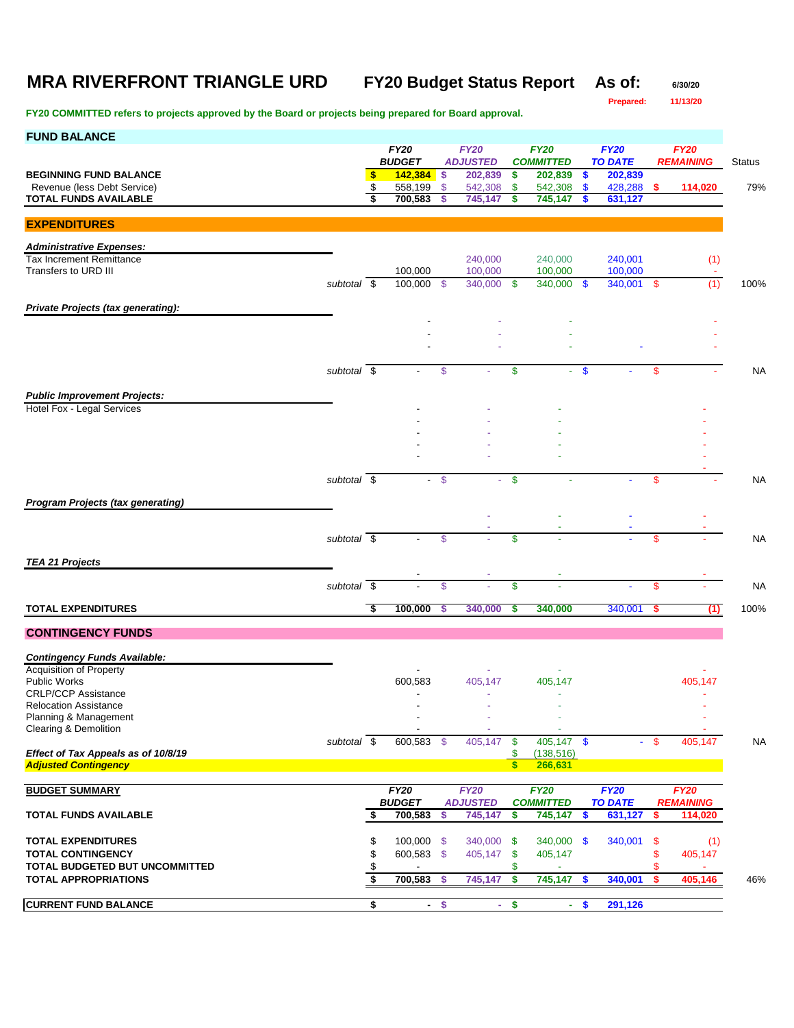# MRA RIVERFRONT TRIANGLE URD

**FY20 Budget Status Report**

**As of:** 6/30/20

**Prepared:** 11/13/20

**FY20 COMMITTED refers to projects approved by the Board or projects being prepared for Board approval.**

## FUND BALANCE

| | | FY20 BUDGET | FY20 ADJUSTED | FY20 COMMITTED | FY20 TO DATE | FY20 REMAINING | Status |
|---|---|---|---|---|---|---|---|
| **BEGINNING FUND BALANCE** | | $ 142,384 | $ 202,839 | $ 202,839 | $ 202,839 | | |
| Revenue (less Debt Service) | | $ 558,199 | $ 542,308 | $ 542,308 | $ 428,288 | $ 114,020 | 79% |
| **TOTAL FUNDS AVAILABLE** | | $ 700,583 | $ 745,147 | $ 745,147 | $ 631,127 | | |

## EXPENDITURES

| | | FY20 BUDGET | FY20 ADJUSTED | FY20 COMMITTED | FY20 TO DATE | FY20 REMAINING | Status |
|---|---|---|---|---|---|---|---|
| ***Administrative Expenses:*** | | | | | | | |
| Tax Increment Remittance | | | 240,000 | 240,000 | 240,001 | (1) | |
| Transfers to URD III | | 100,000 | 100,000 | 100,000 | 100,000 | - | |
| | *subtotal* | $ 100,000 | $ 340,000 | $ 340,000 | $ 340,001 | $ (1) | 100% |
| ***Private Projects (tax generating):*** | | | | | | | |
| | | - | - | - | | - | |
| | | - | - | - | | - | |
| | | - | - | - | - | - | |
| | *subtotal* | $ - | $ - | $ - | $ - | $ - | NA |
| ***Public Improvement Projects:*** | | | | | | | |
| Hotel Fox - Legal Services | | - | - | - | | - | |
| | | - | - | - | | - | |
| | | - | - | - | | - | |
| | | - | - | - | | - | |
| | | - | - | - | | - | |
| | | | | | | - | |
| | *subtotal* | $ - | $ - | $ - | - | $ - | NA |
| ***Program Projects (tax generating)*** | | | | | | | |
| | | | - | - | - | - | |
| | | | - | - | - | - | |
| | *subtotal* | $ - | $ - | $ - | - | $ - | NA |
| ***TEA 21 Projects*** | | | | | | | |
| | | - | - | - | | - | |
| | *subtotal* | $ - | $ - | $ - | - | $ - | NA |
| **TOTAL EXPENDITURES** | | $ 100,000 | $ 340,000 | $ 340,000 | 340,001 | $ (1) | 100% |

## CONTINGENCY FUNDS

| | | FY20 BUDGET | FY20 ADJUSTED | FY20 COMMITTED | FY20 TO DATE | FY20 REMAINING | Status |
|---|---|---|---|---|---|---|---|
| ***Contingency Funds Available:*** | | | | | | | |
| Acquisition of Property | | - | - | - | | - | |
| Public Works | | 600,583 | 405,147 | 405,147 | | 405,147 | |
| CRLP/CCP Assistance | | - | - | - | | - | |
| Relocation Assistance | | - | - | - | | - | |
| Planning & Management | | - | - | - | | - | |
| Clearing & Demolition | | - | - | - | | - | |
| | *subtotal* | $ 600,583 | $ 405,147 | $ 405,147 | $ - | $ 405,147 | NA |
| ***Effect of Tax Appeals as of 10/8/19*** | | | | $ (138,516) | | | |
| ***Adjusted Contingency*** | | | | $ 266,631 | | | |

## BUDGET SUMMARY

| | FY20 BUDGET | FY20 ADJUSTED | FY20 COMMITTED | FY20 TO DATE | FY20 REMAINING | |
|---|---|---|---|---|---|---|
| **TOTAL FUNDS AVAILABLE** | $ 700,583 | $ 745,147 | $ 745,147 | $ 631,127 | $ 114,020 | |
| **TOTAL EXPENDITURES** | $ 100,000 | $ 340,000 | $ 340,000 | $ 340,001 | $ (1) | |
| **TOTAL CONTINGENCY** | $ 600,583 | $ 405,147 | $ 405,147 | | $ 405,147 | |
| **TOTAL BUDGETED BUT UNCOMMITTED** | $ - | | $ - | | $ - | |
| **TOTAL APPROPRIATIONS** | $ 700,583 | $ 745,147 | $ 745,147 | $ 340,001 | $ 405,146 | 46% |
| **CURRENT FUND BALANCE** | $ - | $ - | $ - | $ 291,126 | | |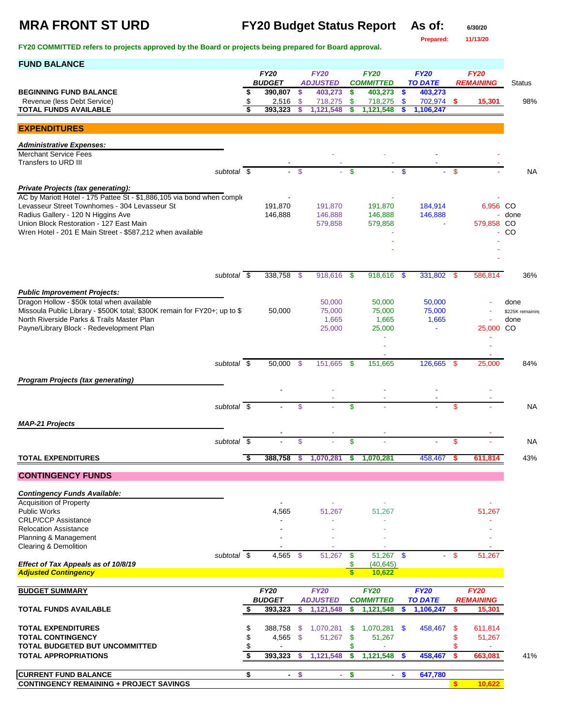# MRA FRONT ST URD

**FY20 Budget Status Report** **As of:** 6/30/20

**Prepared:** 11/13/20

**FY20 COMMITTED refers to projects approved by the Board or projects being prepared for Board approval.**

## FUND BALANCE

| | FY20 BUDGET | FY20 ADJUSTED | FY20 COMMITTED | FY20 TO DATE | FY20 REMAINING | Status |
|---|---|---|---|---|---|---|
| **BEGINNING FUND BALANCE** | $ 390,807 | $ 403,273 | $ 403,273 | $ 403,273 | | |
| Revenue (less Debt Service) | $ 2,516 | $ 718,275 | $ 718,275 | $ 702,974 | $ 15,301 | 98% |
| **TOTAL FUNDS AVAILABLE** | $ 393,323 | $ 1,121,548 | $ 1,121,548 | $ 1,106,247 | | |

## EXPENDITURES

| | FY20 BUDGET | FY20 ADJUSTED | FY20 COMMITTED | FY20 TO DATE | FY20 REMAINING | Status |
|---|---|---|---|---|---|---|
| ***Administrative Expenses:*** | | | | | | |
| Merchant Service Fees | | - | - | - | - | |
| Transfers to URD III | - | - | - | - | - | |
| *subtotal* | $ - | $ - | $ - | $ - | $ - | NA |
| ***Private Projects (tax generating):*** | | | | | | |
| AC by Mariott Hotel - 175 Pattee St - $1,886,105 via bond when comple | - | | - | | - | |
| Levasseur Street Townhomes - 304 Levasseur St | 191,870 | 191,870 | 191,870 | 184,914 | 6,956 | CO |
| Radius Gallery - 120 N Higgins Ave | 146,888 | 146,888 | 146,888 | 146,888 | - | done |
| Union Block Restoration - 127 East Main | | 579,858 | 579,858 | - | 579,858 | CO |
| Wren Hotel - 201 E Main Street - $587,212 when available | | | - | | - | CO |
| | | | - | | - | |
| | | | - | | - | |
| | | | | | - | |
| *subtotal* | $ 338,758 | $ 918,616 | $ 918,616 | $ 331,802 | $ 586,814 | 36% |
| ***Public Improvement Projects:*** | | | | | | |
| Dragon Hollow - $50k total when available | | 50,000 | 50,000 | 50,000 | - | done |
| Missoula Public Library - $500K total; $300K remain for FY20+; up to $ | 50,000 | 75,000 | 75,000 | 75,000 | - | $225K remaining |
| North Riverside Parks & Trails Master Plan | | 1,665 | 1,665 | 1,665 | - | done |
| Payne/Library Block - Redevelopment Plan | | 25,000 | 25,000 | - | 25,000 | CO |
| | | | - | | - | |
| | | | - | | - | |
| | | | - | | - | |
| *subtotal* | $ 50,000 | $ 151,665 | $ 151,665 | 126,665 | $ 25,000 | 84% |
| ***Program Projects (tax generating)*** | | | | | | |
| | - | - | - | - | - | |
| | | - | - | - | - | |
| *subtotal* | $ - | $ - | $ - | - | $ - | NA |
| ***MAP-21 Projects*** | | | | | | |
| | - | - | - | | - | |
| *subtotal* | $ - | $ - | $ - | - | $ - | NA |
| **TOTAL EXPENDITURES** | $ 388,758 | $ 1,070,281 | $ 1,070,281 | 458,467 | $ 611,814 | 43% |

## CONTINGENCY FUNDS

| | FY20 BUDGET | FY20 ADJUSTED | FY20 COMMITTED | FY20 TO DATE | FY20 REMAINING |
|---|---|---|---|---|---|
| ***Contingency Funds Available:*** | | | | | |
| Acquisition of Property | - | - | - | | - |
| Public Works | 4,565 | 51,267 | 51,267 | | 51,267 |
| CRLP/CCP Assistance | - | - | - | | - |
| Relocation Assistance | - | - | - | | - |
| Planning & Management | - | - | - | | - |
| Clearing & Demolition | - | - | - | | - |
| *subtotal* | $ 4,565 | $ 51,267 | $ 51,267 | $ - | $ 51,267 |
| ***Effect of Tax Appeals as of 10/8/19*** | | | $ (40,645) | | |
| ***Adjusted Contingency*** | | | $ 10,622 | | |

| BUDGET SUMMARY | FY20 BUDGET | FY20 ADJUSTED | FY20 COMMITTED | FY20 TO DATE | FY20 REMAINING | |
|---|---|---|---|---|---|---|
| **TOTAL FUNDS AVAILABLE** | $ 393,323 | $ 1,121,548 | $ 1,121,548 | $ 1,106,247 | $ 15,301 | |
| **TOTAL EXPENDITURES** | $ 388,758 | $ 1,070,281 | $ 1,070,281 | $ 458,467 | $ 611,814 | |
| **TOTAL CONTINGENCY** | $ 4,565 | $ 51,267 | $ 51,267 | | $ 51,267 | |
| **TOTAL BUDGETED BUT UNCOMMITTED** | $ - | | $ - | | $ - | |
| **TOTAL APPROPRIATIONS** | $ 393,323 | $ 1,121,548 | $ 1,121,548 | $ 458,467 | $ 663,081 | 41% |
| **CURRENT FUND BALANCE** | $ - | $ - | $ - | $ 647,780 | | |
| **CONTINGENCY REMAINING + PROJECT SAVINGS** | | | | | $ 10,622 | |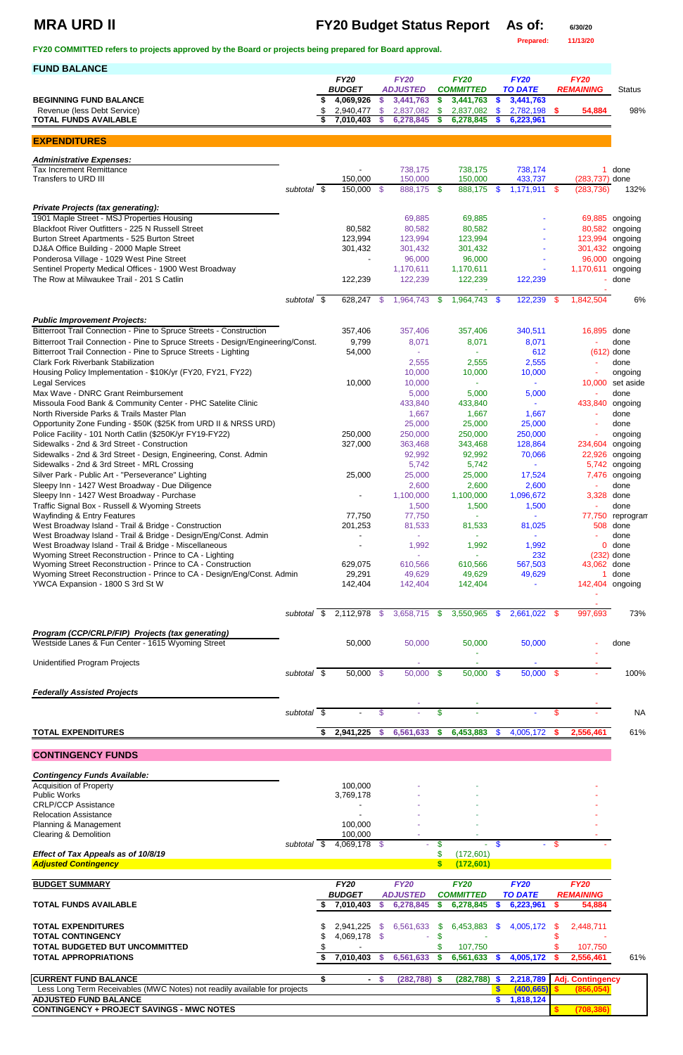# MRA URD II

## FY20 Budget Status Report

As of: 6/30/20

Prepared: 11/13/20

**FY20 COMMITTED refers to projects approved by the Board or projects being prepared for Board approval.**

### FUND BALANCE

| | FY20 BUDGET | FY20 ADJUSTED | FY20 COMMITTED | FY20 TO DATE | FY20 REMAINING | Status |
|---|---|---|---|---|---|---|
| **BEGINNING FUND BALANCE** | $ 4,069,926 | $ 3,441,763 | $ 3,441,763 | $ 3,441,763 | | |
| Revenue (less Debt Service) | $ 2,940,477 | $ 2,837,082 | $ 2,837,082 | $ 2,782,198 | $ 54,884 | 98% |
| **TOTAL FUNDS AVAILABLE** | $ 7,010,403 | $ 6,278,845 | $ 6,278,845 | $ 6,223,961 | | |

### EXPENDITURES

| | FY20 BUDGET | FY20 ADJUSTED | FY20 COMMITTED | FY20 TO DATE | FY20 REMAINING | Status |
|---|---|---|---|---|---|---|
| ***Administrative Expenses:*** | | | | | | |
| Tax Increment Remittance | - | 738,175 | 738,175 | 738,174 | 1 | done |
| Transfers to URD III | 150,000 | 150,000 | 150,000 | 433,737 | (283,737) | done |
| subtotal | $ 150,000 | $ 888,175 | $ 888,175 | $ 1,171,911 | $ (283,736) | 132% |
| ***Private Projects (tax generating):*** | | | | | | |
| 1901 Maple Street - MSJ Properties Housing | | 69,885 | 69,885 | - | 69,885 | ongoing |
| Blackfoot River Outfitters - 225 N Russell Street | 80,582 | 80,582 | 80,582 | - | 80,582 | ongoing |
| Burton Street Apartments - 525 Burton Street | 123,994 | 123,994 | 123,994 | - | 123,994 | ongoing |
| DJ&A Office Building - 2000 Maple Street | 301,432 | 301,432 | 301,432 | - | 301,432 | ongoing |
| Ponderosa Village - 1029 West Pine Street | - | 96,000 | 96,000 | - | 96,000 | ongoing |
| Sentinel Property Medical Offices - 1900 West Broadway | | 1,170,611 | 1,170,611 | - | 1,170,611 | ongoing |
| The Row at Milwaukee Trail - 201 S Catlin | 122,239 | 122,239 | 122,239 | 122,239 | - | done |
| subtotal | $ 628,247 | $ 1,964,743 | $ 1,964,743 | $ 122,239 | $ 1,842,504 | 6% |
| ***Public Improvement Projects:*** | | | | | | |
| Bitterroot Trail Connection - Pine to Spruce Streets - Construction | 357,406 | 357,406 | 357,406 | 340,511 | 16,895 | done |
| Bitterroot Trail Connection - Pine to Spruce Streets - Design/Engineering/Const. | 9,799 | 8,071 | 8,071 | 8,071 | - | done |
| Bitterroot Trail Connection - Pine to Spruce Streets - Lighting | 54,000 | - | - | 612 | (612) | done |
| Clark Fork Riverbank Stabilization | | 2,555 | 2,555 | 2,555 | - | done |
| Housing Policy Implementation - $10K/yr (FY20, FY21, FY22) | | 10,000 | 10,000 | 10,000 | - | ongoing |
| Legal Services | 10,000 | 10,000 | - | - | 10,000 | set aside |
| Max Wave - DNRC Grant Reimbursement | | 5,000 | 5,000 | 5,000 | - | done |
| Missoula Food Bank & Community Center - PHC Satelite Clinic | | 433,840 | 433,840 | - | 433,840 | ongoing |
| North Riverside Parks & Trails Master Plan | | 1,667 | 1,667 | 1,667 | - | done |
| Opportunity Zone Funding - $50K ($25K from URD II & NRSS URD) | | 25,000 | 25,000 | 25,000 | - | done |
| Police Facility - 101 North Catlin ($250K/yr FY19-FY22) | 250,000 | 250,000 | 250,000 | 250,000 | - | ongoing |
| Sidewalks - 2nd & 3rd Street - Construction | 327,000 | 363,468 | 343,468 | 128,864 | 234,604 | ongoing |
| Sidewalks - 2nd & 3rd Street - Design, Engineering, Const. Admin | | 92,992 | 92,992 | 70,066 | 22,926 | ongoing |
| Sidewalks - 2nd & 3rd Street - MRL Crossing | | 5,742 | 5,742 | - | 5,742 | ongoing |
| Silver Park - Public Art - "Perseverance" Lighting | 25,000 | 25,000 | 25,000 | 17,524 | 7,476 | ongoing |
| Sleepy Inn - 1427 West Broadway - Due Diligence | | 2,600 | 2,600 | 2,600 | - | done |
| Sleepy Inn - 1427 West Broadway - Purchase | - | 1,100,000 | 1,100,000 | 1,096,672 | 3,328 | done |
| Traffic Signal Box - Russell & Wyoming Streets | | 1,500 | 1,500 | 1,500 | - | done |
| Wayfinding & Entry Features | 77,750 | 77,750 | - | - | 77,750 | reprogram |
| West Broadway Island - Trail & Bridge - Construction | 201,253 | 81,533 | 81,533 | 81,025 | 508 | done |
| West Broadway Island - Trail & Bridge - Design/Eng/Const. Admin | - | - | - | - | - | done |
| West Broadway Island - Trail & Bridge - Miscellaneous | - | 1,992 | 1,992 | 1,992 | 0 | done |
| Wyoming Street Reconstruction - Prince to CA - Lighting | | - | - | 232 | (232) | done |
| Wyoming Street Reconstruction - Prince to CA - Construction | 629,075 | 610,566 | 610,566 | 567,503 | 43,062 | done |
| Wyoming Street Reconstruction - Prince to CA - Design/Eng/Const. Admin | 29,291 | 49,629 | 49,629 | 49,629 | 1 | done |
| YWCA Expansion - 1800 S 3rd St W | 142,404 | 142,404 | 142,404 | - | 142,404 | ongoing |
| subtotal | $ 2,112,978 | $ 3,658,715 | $ 3,550,965 | $ 2,661,022 | $ 997,693 | 73% |
| ***Program (CCP/CRLP/FIP) Projects (tax generating)*** | | | | | | |
| Westside Lanes & Fun Center - 1615 Wyoming Street | 50,000 | 50,000 | 50,000 | 50,000 | - | done |
| Unidentified Program Projects | | - | - | - | - | |
| subtotal | $ 50,000 | $ 50,000 | $ 50,000 | $ 50,000 | $ - | 100% |
| ***Federally Assisted Projects*** | | | | | | |
| subtotal | $ - | $ - | $ - | - | $ - | NA |
| **TOTAL EXPENDITURES** | $ 2,941,225 | $ 6,561,633 | $ 6,453,883 | $ 4,005,172 | $ 2,556,461 | 61% |

### CONTINGENCY FUNDS

| | FY20 BUDGET | FY20 ADJUSTED | FY20 COMMITTED | FY20 TO DATE | FY20 REMAINING |
|---|---|---|---|---|---|
| ***Contingency Funds Available:*** | | | | | |
| Acquisition of Property | 100,000 | - | - | | - |
| Public Works | 3,769,178 | - | - | | - |
| CRLP/CCP Assistance | - | - | - | | - |
| Relocation Assistance | - | - | - | | - |
| Planning & Management | 100,000 | - | - | | - |
| Clearing & Demolition | 100,000 | - | - | | - |
| subtotal | $ 4,069,178 | $ - | $ - | $ - | $ - |
| ***Effect of Tax Appeals as of 10/8/19*** | | | $ (172,601) | | |
| ***Adjusted Contingency*** | | | $ (172,601) | | |

### BUDGET SUMMARY

| | FY20 BUDGET | FY20 ADJUSTED | FY20 COMMITTED | FY20 TO DATE | FY20 REMAINING | |
|---|---|---|---|---|---|---|
| **TOTAL FUNDS AVAILABLE** | $ 7,010,403 | $ 6,278,845 | $ 6,278,845 | $ 6,223,961 | $ 54,884 | |
| **TOTAL EXPENDITURES** | $ 2,941,225 | $ 6,561,633 | $ 6,453,883 | $ 4,005,172 | $ 2,448,711 | |
| **TOTAL CONTINGENCY** | $ 4,069,178 | $ - | $ - | | $ - | |
| **TOTAL BUDGETED BUT UNCOMMITTED** | $ - | | $ 107,750 | | $ 107,750 | |
| **TOTAL APPROPRIATIONS** | $ 7,010,403 | $ 6,561,633 | $ 6,561,633 | $ 4,005,172 | $ 2,556,461 | 61% |

| | FY20 BUDGET | FY20 ADJUSTED | FY20 COMMITTED | FY20 TO DATE | |
|---|---|---|---|---|---|
| **CURRENT FUND BALANCE** | $ - | $ (282,788) | $ (282,788) | $ 2,218,789 | **Adj. Contingency** |
| Less Long Term Receivables (MWC Notes) not readily available for projects | | | | $ (400,665) | $ (856,054) |
| **ADJUSTED FUND BALANCE** | | | | $ 1,818,124 | |
| **CONTINGENCY + PROJECT SAVINGS - MWC NOTES** | | | | | $ (708,386) |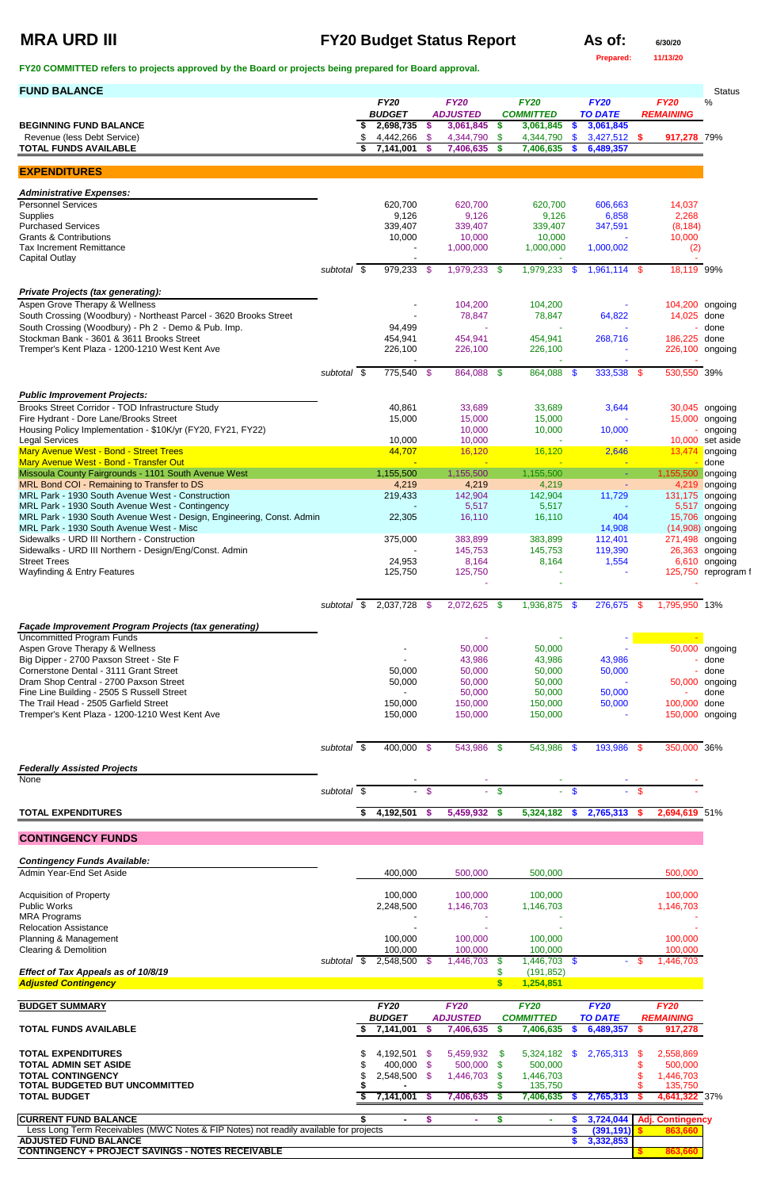# MRA URD III

## FY20 Budget Status Report

**As of:** 6/30/20

Prepared: 11/13/20

**FY20 COMMITTED refers to projects approved by the Board or projects being prepared for Board approval.**

| FUND BALANCE | | FY20 BUDGET | FY20 ADJUSTED | FY20 COMMITTED | FY20 TO DATE | FY20 REMAINING | Status % |
|---|---|---|---|---|---|---|---|
| **BEGINNING FUND BALANCE** | | $ 2,698,735 | $ 3,061,845 | $ 3,061,845 | $ 3,061,845 | | |
| Revenue (less Debt Service) | | $ 4,442,266 | $ 4,344,790 | $ 4,344,790 | $ 3,427,512 | $ 917,278 | 79% |
| **TOTAL FUNDS AVAILABLE** | | $ 7,141,001 | $ 7,406,635 | $ 7,406,635 | $ 6,489,357 | | |

## EXPENDITURES

| | | FY20 BUDGET | FY20 ADJUSTED | FY20 COMMITTED | FY20 TO DATE | FY20 REMAINING | Status |
|---|---|---|---|---|---|---|---|
| ***Administrative Expenses:*** | | | | | | | |
| Personnel Services | | 620,700 | 620,700 | 620,700 | 606,663 | 14,037 | |
| Supplies | | 9,126 | 9,126 | 9,126 | 6,858 | 2,268 | |
| Purchased Services | | 339,407 | 339,407 | 339,407 | 347,591 | (8,184) | |
| Grants & Contributions | | 10,000 | 10,000 | 10,000 | - | 10,000 | |
| Tax Increment Remittance | | - | 1,000,000 | 1,000,000 | 1,000,002 | (2) | |
| Capital Outlay | | - | | - | | - | |
| | subtotal | $ 979,233 | $ 1,979,233 | $ 1,979,233 | $ 1,961,114 | $ 18,119 | 99% |
| ***Private Projects (tax generating):*** | | | | | | | |
| Aspen Grove Therapy & Wellness | | - | 104,200 | 104,200 | - | 104,200 | ongoing |
| South Crossing (Woodbury) - Northeast Parcel - 3620 Brooks Street | | - | 78,847 | 78,847 | 64,822 | 14,025 | done |
| South Crossing (Woodbury) - Ph 2 - Demo & Pub. Imp. | | 94,499 | - | - | - | - | done |
| Stockman Bank - 3601 & 3611 Brooks Street | | 454,941 | 454,941 | 454,941 | 268,716 | 186,225 | done |
| Tremper's Kent Plaza - 1200-1210 West Kent Ave | | 226,100 | 226,100 | 226,100 | - | 226,100 | ongoing |
| | | - | | - | - | | |
| | subtotal | $ 775,540 | $ 864,088 | $ 864,088 | $ 333,538 | $ 530,550 | 39% |
| ***Public Improvement Projects:*** | | | | | | | |
| Brooks Street Corridor - TOD Infrastructure Study | | 40,861 | 33,689 | 33,689 | 3,644 | 30,045 | ongoing |
| Fire Hydrant - Dore Lane/Brooks Street | | 15,000 | 15,000 | 15,000 | - | 15,000 | ongoing |
| Housing Policy Implementation - $10K/yr (FY20, FY21, FY22) | | | 10,000 | 10,000 | 10,000 | - | ongoing |
| Legal Services | | 10,000 | 10,000 | - | - | 10,000 | set aside |
| Mary Avenue West - Bond - Street Trees | | 44,707 | 16,120 | 16,120 | 2,646 | 13,474 | ongoing |
| Mary Avenue West - Bond - Transfer Out | | - | - | - | - | - | done |
| Missoula County Fairgrounds - 1101 South Avenue West | | 1,155,500 | 1,155,500 | 1,155,500 | - | 1,155,500 | ongoing |
| MRL Bond COI - Remaining to Transfer to DS | | 4,219 | 4,219 | 4,219 | - | 4,219 | ongoing |
| MRL Park - 1930 South Avenue West - Construction | | 219,433 | 142,904 | 142,904 | 11,729 | 131,175 | ongoing |
| MRL Park - 1930 South Avenue West - Contingency | | - | 5,517 | 5,517 | - | 5,517 | ongoing |
| MRL Park - 1930 South Avenue West - Design, Engineering, Const. Admin | | 22,305 | 16,110 | 16,110 | 404 | 15,706 | ongoing |
| MRL Park - 1930 South Avenue West - Misc | | | | | 14,908 | (14,908) | ongoing |
| Sidewalks - URD III Northern - Construction | | 375,000 | 383,899 | 383,899 | 112,401 | 271,498 | ongoing |
| Sidewalks - URD III Northern - Design/Eng/Const. Admin | | - | 145,753 | 145,753 | 119,390 | 26,363 | ongoing |
| Street Trees | | 24,953 | 8,164 | 8,164 | 1,554 | 6,610 | ongoing |
| Wayfinding & Entry Features | | 125,750 | 125,750 | - | - | 125,750 | reprogram f |
| | | | - | - | | - | |
| | subtotal | $ 2,037,728 | $ 2,072,625 | $ 1,936,875 | $ 276,675 | $ 1,795,950 | 13% |
| ***Façade Improvement Program Projects (tax generating)*** | | | | | | | |
| Uncommitted Program Funds | | | - | - | - | - | |
| Aspen Grove Therapy & Wellness | | - | 50,000 | 50,000 | - | 50,000 | ongoing |
| Big Dipper - 2700 Paxson Street - Ste F | | - | 43,986 | 43,986 | 43,986 | - | done |
| Cornerstone Dental - 3111 Grant Street | | 50,000 | 50,000 | 50,000 | 50,000 | - | done |
| Dram Shop Central - 2700 Paxson Street | | 50,000 | 50,000 | 50,000 | - | 50,000 | ongoing |
| Fine Line Building - 2505 S Russell Street | | - | 50,000 | 50,000 | 50,000 | - | done |
| The Trail Head - 2505 Garfield Street | | 150,000 | 150,000 | 150,000 | 50,000 | 100,000 | done |
| Tremper's Kent Plaza - 1200-1210 West Kent Ave | | 150,000 | 150,000 | 150,000 | - | 150,000 | ongoing |
| | subtotal | $ 400,000 | $ 543,986 | $ 543,986 | $ 193,986 | $ 350,000 | 36% |
| ***Federally Assisted Projects*** | | | | | | | |
| None | | - | - | - | - | - | |
| | subtotal | $ - | $ - | $ - | $ - | $ - | |
| **TOTAL EXPENDITURES** | | $ 4,192,501 | $ 5,459,932 | $ 5,324,182 | $ 2,765,313 | $ 2,694,619 | 51% |

## CONTINGENCY FUNDS

| | | FY20 BUDGET | FY20 ADJUSTED | FY20 COMMITTED | FY20 TO DATE | FY20 REMAINING |
|---|---|---|---|---|---|---|
| ***Contingency Funds Available:*** | | | | | | |
| Admin Year-End Set Aside | | 400,000 | 500,000 | 500,000 | | 500,000 |
| Acquisition of Property | | 100,000 | 100,000 | 100,000 | | 100,000 |
| Public Works | | 2,248,500 | 1,146,703 | 1,146,703 | | 1,146,703 |
| MRA Programs | | - | - | - | | - |
| Relocation Assistance | | - | - | - | | - |
| Planning & Management | | 100,000 | 100,000 | 100,000 | | 100,000 |
| Clearing & Demolition | | 100,000 | 100,000 | 100,000 | | 100,000 |
| | subtotal | $ 2,548,500 | $ 1,446,703 | $ 1,446,703 | $ - | $ 1,446,703 |
| ***Effect of Tax Appeals as of 10/8/19*** | | | | $ (191,852) | | |
| ***Adjusted Contingency*** | | | | $ 1,254,851 | | |

| BUDGET SUMMARY | FY20 BUDGET | FY20 ADJUSTED | FY20 COMMITTED | FY20 TO DATE | FY20 REMAINING | |
|---|---|---|---|---|---|---|
| **TOTAL FUNDS AVAILABLE** | $ 7,141,001 | $ 7,406,635 | $ 7,406,635 | $ 6,489,357 | $ 917,278 | |
| **TOTAL EXPENDITURES** | $ 4,192,501 | $ 5,459,932 | $ 5,324,182 | $ 2,765,313 | $ 2,558,869 | |
| **TOTAL ADMIN SET ASIDE** | $ 400,000 | $ 500,000 | $ 500,000 | | $ 500,000 | |
| **TOTAL CONTINGENCY** | $ 2,548,500 | $ 1,446,703 | $ 1,446,703 | | $ 1,446,703 | |
| **TOTAL BUDGETED BUT UNCOMMITTED** | $ - | | $ 135,750 | | $ 135,750 | |
| **TOTAL BUDGET** | $ 7,141,001 | $ 7,406,635 | $ 7,406,635 | $ 2,765,313 | $ 4,641,322 | 37% |

| | | | | | |
|---|---|---|---|---|---|
| **CURRENT FUND BALANCE** | $ - | $ - | $ - | $ 3,724,044 | **Adj. Contingency** |
| Less Long Term Receivables (MWC Notes & FIP Notes) not readily available for projects | | | | $ (391,191) | $ 863,660 |
| **ADJUSTED FUND BALANCE** | | | | $ 3,332,853 | |
| **CONTINGENCY + PROJECT SAVINGS - NOTES RECEIVABLE** | | | | | $ 863,660 |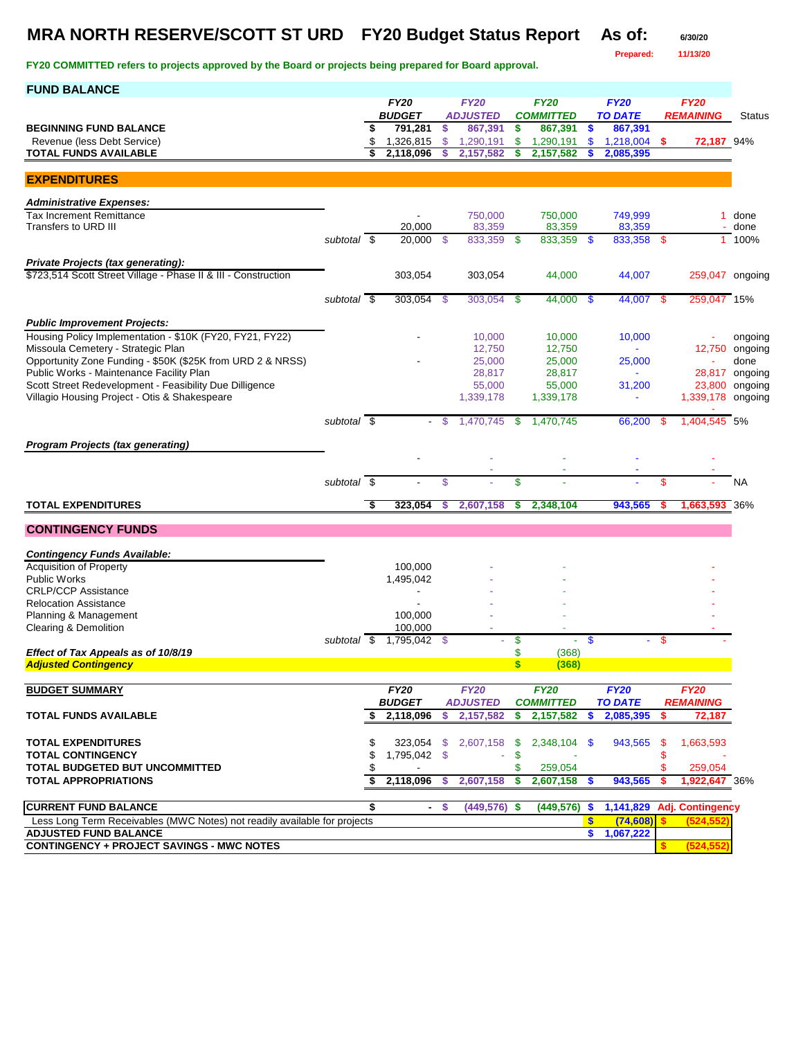# MRA NORTH RESERVE/SCOTT ST URD FY20 Budget Status Report

**As of:** 6/30/20

**Prepared:** 11/13/20

**FY20 COMMITTED refers to projects approved by the Board or projects being prepared for Board approval.**

## FUND BALANCE

| | FY20 BUDGET | FY20 ADJUSTED | FY20 COMMITTED | FY20 TO DATE | FY20 REMAINING | Status |
|---|---|---|---|---|---|---|
| **BEGINNING FUND BALANCE** | $ 791,281 | $ 867,391 | $ 867,391 | $ 867,391 | | |
| Revenue (less Debt Service) | $ 1,326,815 | $ 1,290,191 | $ 1,290,191 | $ 1,218,004 | $ 72,187 | 94% |
| **TOTAL FUNDS AVAILABLE** | $ 2,118,096 | $ 2,157,582 | $ 2,157,582 | $ 2,085,395 | | |

## EXPENDITURES

| | FY20 BUDGET | FY20 ADJUSTED | FY20 COMMITTED | FY20 TO DATE | FY20 REMAINING | Status |
|---|---|---|---|---|---|---|
| ***Administrative Expenses:*** | | | | | | |
| Tax Increment Remittance | - | 750,000 | 750,000 | 749,999 | 1 | done |
| Transfers to URD III | 20,000 | 83,359 | 83,359 | 83,359 | - | done |
| *subtotal* | $ 20,000 | $ 833,359 | $ 833,359 | $ 833,358 | $ 1 | 100% |
| ***Private Projects (tax generating):*** | | | | | | |
| $723,514 Scott Street Village - Phase II & III - Construction | 303,054 | 303,054 | 44,000 | 44,007 | 259,047 | ongoing |
| *subtotal* | $ 303,054 | $ 303,054 | $ 44,000 | $ 44,007 | $ 259,047 | 15% |
| ***Public Improvement Projects:*** | | | | | | |
| Housing Policy Implementation - $10K (FY20, FY21, FY22) | - | 10,000 | 10,000 | 10,000 | - | ongoing |
| Missoula Cemetery - Strategic Plan | | 12,750 | 12,750 | - | 12,750 | ongoing |
| Opportunity Zone Funding - $50K ($25K from URD 2 & NRSS) | - | 25,000 | 25,000 | 25,000 | - | done |
| Public Works - Maintenance Facility Plan | | 28,817 | 28,817 | - | 28,817 | ongoing |
| Scott Street Redevelopment - Feasibility Due Dilligence | | 55,000 | 55,000 | 31,200 | 23,800 | ongoing |
| Villagio Housing Project - Otis & Shakespeare | | 1,339,178 | 1,339,178 | - | 1,339,178 | ongoing |
| *subtotal* | $ - | $ 1,470,745 | $ 1,470,745 | 66,200 | $ 1,404,545 | 5% |
| ***Program Projects (tax generating)*** | | | | | | |
| | - | - | - | - | - | |
| | | - | - | - | - | |
| *subtotal* | $ - | $ - | $ - | - | $ - | NA |
| **TOTAL EXPENDITURES** | $ 323,054 | $ 2,607,158 | $ 2,348,104 | 943,565 | $ 1,663,593 | 36% |

## CONTINGENCY FUNDS

| | FY20 BUDGET | FY20 ADJUSTED | FY20 COMMITTED | FY20 TO DATE | FY20 REMAINING |
|---|---|---|---|---|---|
| ***Contingency Funds Available:*** | | | | | |
| Acquisition of Property | 100,000 | - | - | | - |
| Public Works | 1,495,042 | - | - | | - |
| CRLP/CCP Assistance | - | - | - | | - |
| Relocation Assistance | - | - | - | | - |
| Planning & Management | 100,000 | - | - | | - |
| Clearing & Demolition | 100,000 | - | - | | - |
| *subtotal* | $ 1,795,042 | $ - | $ - | $ - | $ - |
| ***Effect of Tax Appeals as of 10/8/19*** | | | $ (368) | | |
| ***Adjusted Contingency*** | | | $ (368) | | |

## BUDGET SUMMARY

| | FY20 BUDGET | FY20 ADJUSTED | FY20 COMMITTED | FY20 TO DATE | FY20 REMAINING | |
|---|---|---|---|---|---|---|
| **TOTAL FUNDS AVAILABLE** | $ 2,118,096 | $ 2,157,582 | $ 2,157,582 | $ 2,085,395 | $ 72,187 | |
| **TOTAL EXPENDITURES** | $ 323,054 | $ 2,607,158 | $ 2,348,104 | $ 943,565 | $ 1,663,593 | |
| **TOTAL CONTINGENCY** | $ 1,795,042 | $ - | $ - | | $ - | |
| **TOTAL BUDGETED BUT UNCOMMITTED** | $ - | | $ 259,054 | | $ 259,054 | |
| **TOTAL APPROPRIATIONS** | $ 2,118,096 | $ 2,607,158 | $ 2,607,158 | $ 943,565 | $ 1,922,647 | 36% |
| **CURRENT FUND BALANCE** | $ - | $ (449,576) | $ (449,576) | $ 1,141,829 | Adj. Contingency | |
| Less Long Term Receivables (MWC Notes) not readily available for projects | | | | $ (74,608) | $ (524,552) | |
| **ADJUSTED FUND BALANCE** | | | | $ 1,067,222 | | |
| **CONTINGENCY + PROJECT SAVINGS - MWC NOTES** | | | | | $ (524,552) | |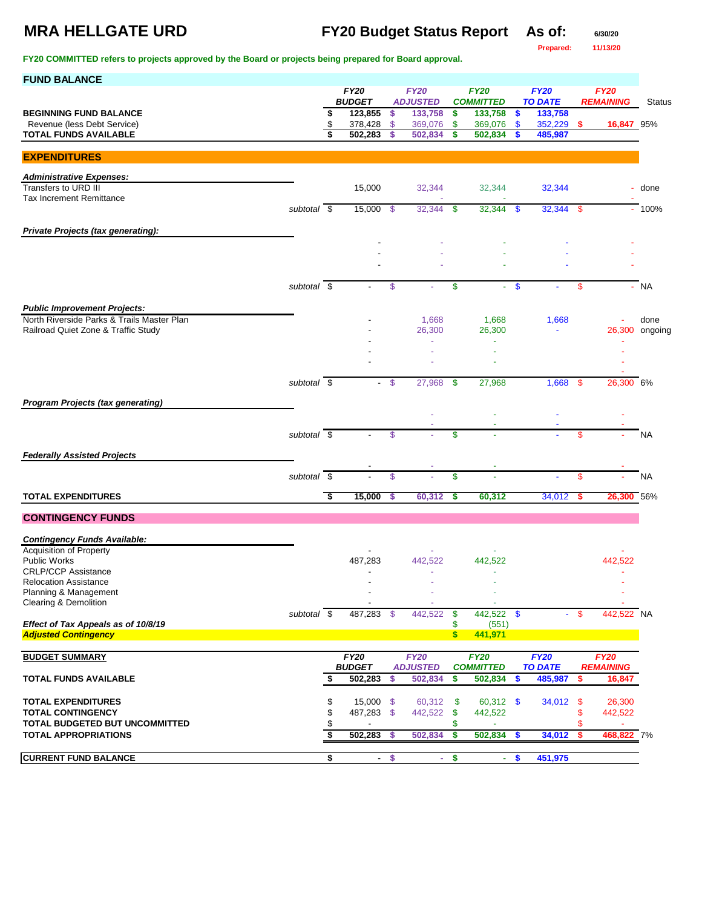# MRA HELLGATE URD

**FY20 Budget Status Report** **As of:** 6/30/20

**Prepared:** 11/13/20

**FY20 COMMITTED refers to projects approved by the Board or projects being prepared for Board approval.**

## FUND BALANCE

| | | FY20 BUDGET | FY20 ADJUSTED | FY20 COMMITTED | FY20 TO DATE | FY20 REMAINING | Status |
|---|---|---|---|---|---|---|---|
| **BEGINNING FUND BALANCE** | | $ 123,855 | $ 133,758 | $ 133,758 | $ 133,758 | | |
| Revenue (less Debt Service) | | $ 378,428 | $ 369,076 | $ 369,076 | $ 352,229 | $ 16,847 | 95% |
| **TOTAL FUNDS AVAILABLE** | | $ 502,283 | $ 502,834 | $ 502,834 | $ 485,987 | | |

## EXPENDITURES

| | | FY20 BUDGET | FY20 ADJUSTED | FY20 COMMITTED | FY20 TO DATE | FY20 REMAINING | Status |
|---|---|---|---|---|---|---|---|
| ***Administrative Expenses:*** | | | | | | | |
| Transfers to URD III | | 15,000 | 32,344 | 32,344 | 32,344 | - | done |
| Tax Increment Remittance | | | - | - | | - | |
| | *subtotal* | $ 15,000 | $ 32,344 | $ 32,344 | $ 32,344 | $ - | 100% |
| ***Private Projects (tax generating):*** | | | | | | | |
| | | - | - | - | - | - | |
| | | - | - | - | - | - | |
| | | - | - | - | - | - | |
| | *subtotal* | $ - | $ - | $ - | $ - | $ - | NA |
| ***Public Improvement Projects:*** | | | | | | | |
| North Riverside Parks & Trails Master Plan | | - | 1,668 | 1,668 | 1,668 | - | done |
| Railroad Quiet Zone & Traffic Study | | - | 26,300 | 26,300 | - | 26,300 | ongoing |
| | | - | - | - | | - | |
| | | - | - | - | | - | |
| | | - | - | - | | - | |
| | | | | | | - | |
| | *subtotal* | $ - | $ 27,968 | $ 27,968 | 1,668 | $ 26,300 | 6% |
| ***Program Projects (tax generating)*** | | | | | | | |
| | | | - | - | - | - | |
| | | | - | - | - | - | |
| | *subtotal* | $ - | $ - | $ - | - | $ - | NA |
| ***Federally Assisted Projects*** | | | | | | | |
| | | - | - | - | | - | |
| | *subtotal* | $ - | $ - | $ - | - | $ - | NA |
| **TOTAL EXPENDITURES** | | $ 15,000 | $ 60,312 | $ 60,312 | 34,012 | $ 26,300 | 56% |

## CONTINGENCY FUNDS

| | | FY20 BUDGET | FY20 ADJUSTED | FY20 COMMITTED | FY20 TO DATE | FY20 REMAINING | Status |
|---|---|---|---|---|---|---|---|
| ***Contingency Funds Available:*** | | | | | | | |
| Acquisition of Property | | - | - | - | | - | |
| Public Works | | 487,283 | 442,522 | 442,522 | | 442,522 | |
| CRLP/CCP Assistance | | - | - | - | | - | |
| Relocation Assistance | | - | - | - | | - | |
| Planning & Management | | - | - | - | | - | |
| Clearing & Demolition | | - | - | - | | - | |
| | *subtotal* | $ 487,283 | $ 442,522 | $ 442,522 | $ - | $ 442,522 | NA |
| ***Effect of Tax Appeals as of 10/8/19*** | | | | $ (551) | | | |
| ***Adjusted Contingency*** | | | | $ 441,971 | | | |

## BUDGET SUMMARY

| | FY20 BUDGET | FY20 ADJUSTED | FY20 COMMITTED | FY20 TO DATE | FY20 REMAINING | |
|---|---|---|---|---|---|---|
| **TOTAL FUNDS AVAILABLE** | $ 502,283 | $ 502,834 | $ 502,834 | $ 485,987 | $ 16,847 | |
| **TOTAL EXPENDITURES** | $ 15,000 | $ 60,312 | $ 60,312 | $ 34,012 | $ 26,300 | |
| **TOTAL CONTINGENCY** | $ 487,283 | $ 442,522 | $ 442,522 | | $ 442,522 | |
| **TOTAL BUDGETED BUT UNCOMMITTED** | $ - | | $ - | | $ - | |
| **TOTAL APPROPRIATIONS** | $ 502,283 | $ 502,834 | $ 502,834 | $ 34,012 | $ 468,822 | 7% |
| **CURRENT FUND BALANCE** | $ - | $ - | $ - | $ 451,975 | | |